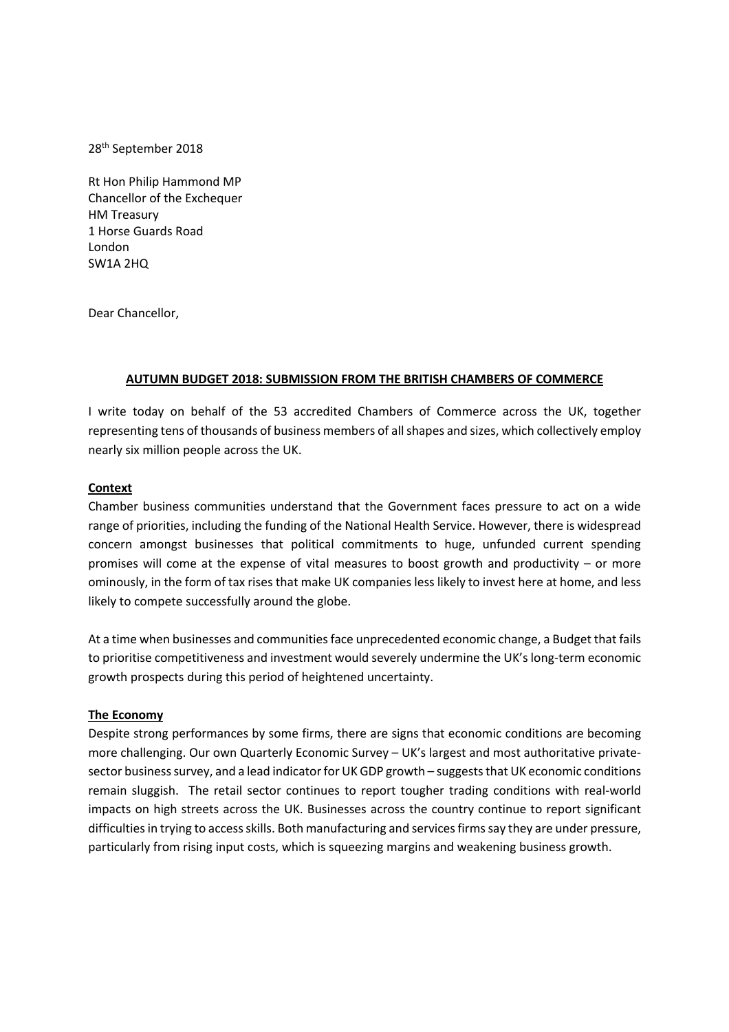28th September 2018

Rt Hon Philip Hammond MP
Chancellor of the Exchequer
HM Treasury
1 Horse Guards Road
London
SW1A 2HQ

Dear Chancellor,

**AUTUMN BUDGET 2018: SUBMISSION FROM THE BRITISH CHAMBERS OF COMMERCE**

I write today on behalf of the 53 accredited Chambers of Commerce across the UK, together representing tens of thousands of business members of all shapes and sizes, which collectively employ nearly six million people across the UK.

**Context**

Chamber business communities understand that the Government faces pressure to act on a wide range of priorities, including the funding of the National Health Service. However, there is widespread concern amongst businesses that political commitments to huge, unfunded current spending promises will come at the expense of vital measures to boost growth and productivity – or more ominously, in the form of tax rises that make UK companies less likely to invest here at home, and less likely to compete successfully around the globe.

At a time when businesses and communities face unprecedented economic change, a Budget that fails to prioritise competitiveness and investment would severely undermine the UK's long-term economic growth prospects during this period of heightened uncertainty.

**The Economy**

Despite strong performances by some firms, there are signs that economic conditions are becoming more challenging. Our own Quarterly Economic Survey – UK's largest and most authoritative private-sector business survey, and a lead indicator for UK GDP growth – suggests that UK economic conditions remain sluggish. The retail sector continues to report tougher trading conditions with real-world impacts on high streets across the UK. Businesses across the country continue to report significant difficulties in trying to access skills. Both manufacturing and services firms say they are under pressure, particularly from rising input costs, which is squeezing margins and weakening business growth.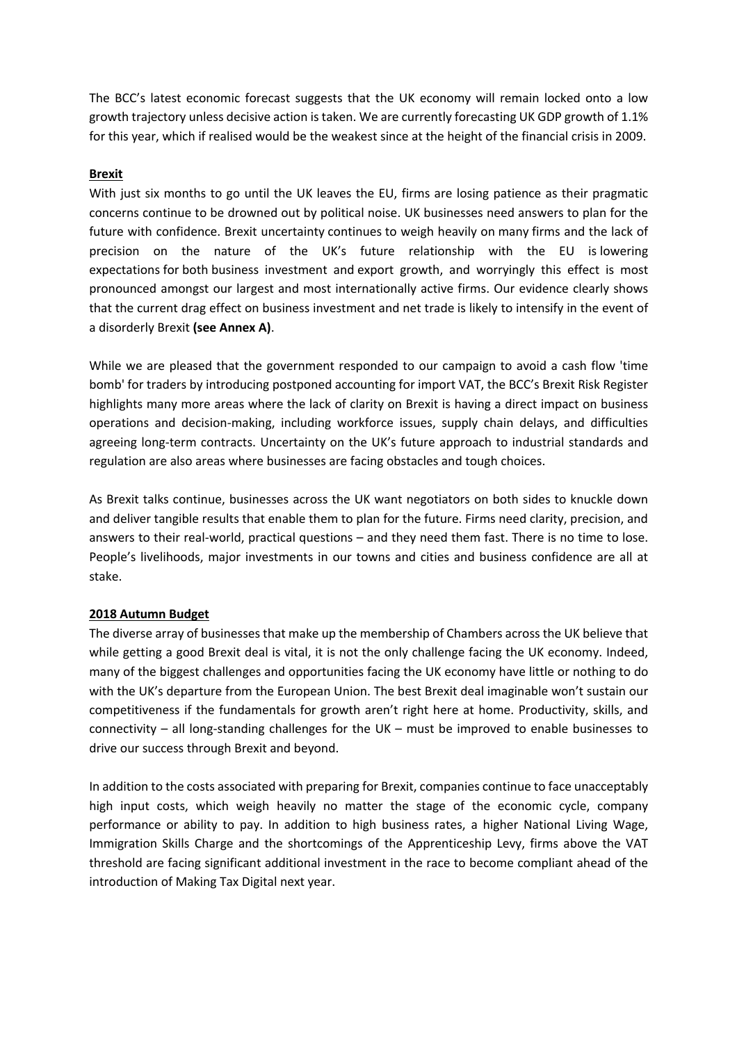The BCC's latest economic forecast suggests that the UK economy will remain locked onto a low growth trajectory unless decisive action is taken. We are currently forecasting UK GDP growth of 1.1% for this year, which if realised would be the weakest since at the height of the financial crisis in 2009.

## Brexit

With just six months to go until the UK leaves the EU, firms are losing patience as their pragmatic concerns continue to be drowned out by political noise. UK businesses need answers to plan for the future with confidence. Brexit uncertainty continues to weigh heavily on many firms and the lack of precision on the nature of the UK's future relationship with the EU is lowering expectations for both business investment and export growth, and worryingly this effect is most pronounced amongst our largest and most internationally active firms. Our evidence clearly shows that the current drag effect on business investment and net trade is likely to intensify in the event of a disorderly Brexit **(see Annex A)**.

While we are pleased that the government responded to our campaign to avoid a cash flow 'time bomb' for traders by introducing postponed accounting for import VAT, the BCC's Brexit Risk Register highlights many more areas where the lack of clarity on Brexit is having a direct impact on business operations and decision-making, including workforce issues, supply chain delays, and difficulties agreeing long-term contracts. Uncertainty on the UK's future approach to industrial standards and regulation are also areas where businesses are facing obstacles and tough choices.

As Brexit talks continue, businesses across the UK want negotiators on both sides to knuckle down and deliver tangible results that enable them to plan for the future. Firms need clarity, precision, and answers to their real-world, practical questions – and they need them fast. There is no time to lose. People's livelihoods, major investments in our towns and cities and business confidence are all at stake.

## 2018 Autumn Budget

The diverse array of businesses that make up the membership of Chambers across the UK believe that while getting a good Brexit deal is vital, it is not the only challenge facing the UK economy. Indeed, many of the biggest challenges and opportunities facing the UK economy have little or nothing to do with the UK's departure from the European Union. The best Brexit deal imaginable won't sustain our competitiveness if the fundamentals for growth aren't right here at home. Productivity, skills, and connectivity – all long-standing challenges for the UK – must be improved to enable businesses to drive our success through Brexit and beyond.

In addition to the costs associated with preparing for Brexit, companies continue to face unacceptably high input costs, which weigh heavily no matter the stage of the economic cycle, company performance or ability to pay. In addition to high business rates, a higher National Living Wage, Immigration Skills Charge and the shortcomings of the Apprenticeship Levy, firms above the VAT threshold are facing significant additional investment in the race to become compliant ahead of the introduction of Making Tax Digital next year.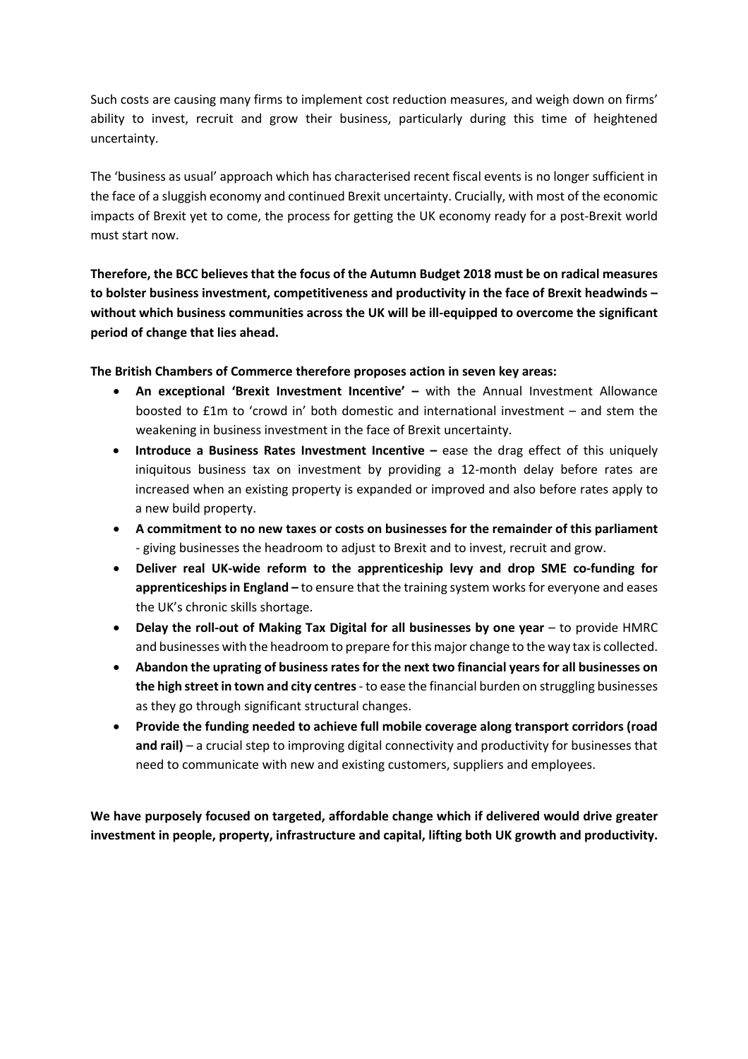Such costs are causing many firms to implement cost reduction measures, and weigh down on firms' ability to invest, recruit and grow their business, particularly during this time of heightened uncertainty.

The 'business as usual' approach which has characterised recent fiscal events is no longer sufficient in the face of a sluggish economy and continued Brexit uncertainty. Crucially, with most of the economic impacts of Brexit yet to come, the process for getting the UK economy ready for a post-Brexit world must start now.

**Therefore, the BCC believes that the focus of the Autumn Budget 2018 must be on radical measures to bolster business investment, competitiveness and productivity in the face of Brexit headwinds – without which business communities across the UK will be ill-equipped to overcome the significant period of change that lies ahead.**

**The British Chambers of Commerce therefore proposes action in seven key areas:**

- **An exceptional 'Brexit Investment Incentive' –** with the Annual Investment Allowance boosted to £1m to 'crowd in' both domestic and international investment – and stem the weakening in business investment in the face of Brexit uncertainty.
- **Introduce a Business Rates Investment Incentive –** ease the drag effect of this uniquely iniquitous business tax on investment by providing a 12-month delay before rates are increased when an existing property is expanded or improved and also before rates apply to a new build property.
- **A commitment to no new taxes or costs on businesses for the remainder of this parliament** - giving businesses the headroom to adjust to Brexit and to invest, recruit and grow.
- **Deliver real UK-wide reform to the apprenticeship levy and drop SME co-funding for apprenticeships in England –** to ensure that the training system works for everyone and eases the UK's chronic skills shortage.
- **Delay the roll-out of Making Tax Digital for all businesses by one year** – to provide HMRC and businesses with the headroom to prepare for this major change to the way tax is collected.
- **Abandon the uprating of business rates for the next two financial years for all businesses on the high street in town and city centres** - to ease the financial burden on struggling businesses as they go through significant structural changes.
- **Provide the funding needed to achieve full mobile coverage along transport corridors (road and rail)** – a crucial step to improving digital connectivity and productivity for businesses that need to communicate with new and existing customers, suppliers and employees.

**We have purposely focused on targeted, affordable change which if delivered would drive greater investment in people, property, infrastructure and capital, lifting both UK growth and productivity.**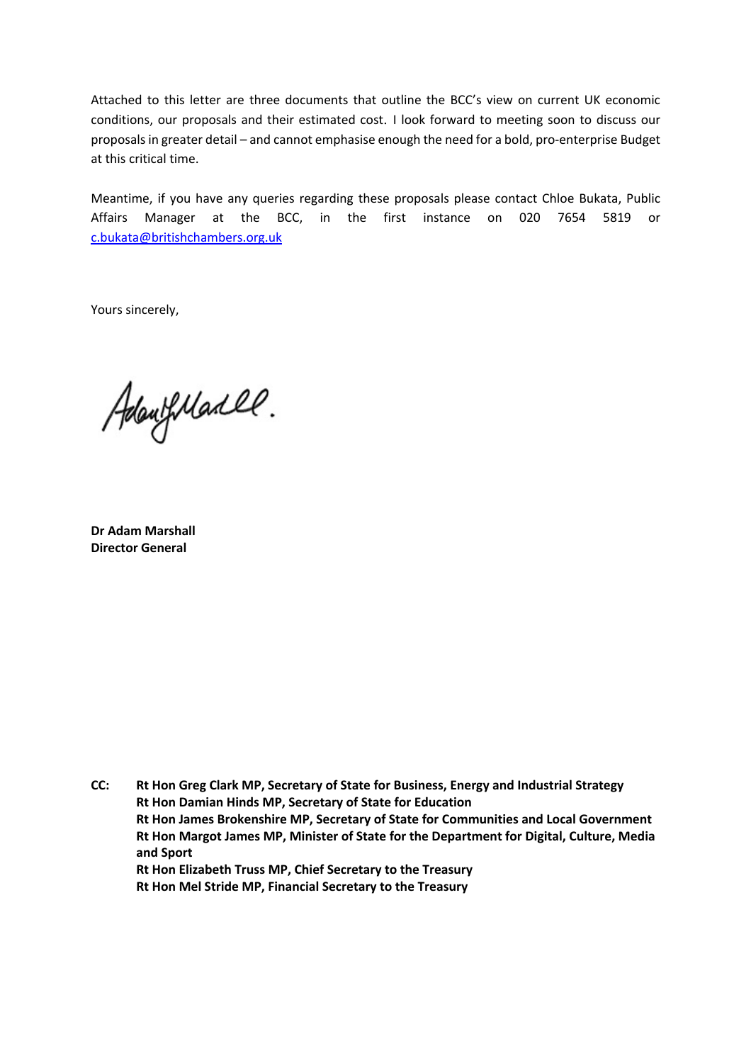Attached to this letter are three documents that outline the BCC's view on current UK economic conditions, our proposals and their estimated cost. I look forward to meeting soon to discuss our proposals in greater detail – and cannot emphasise enough the need for a bold, pro-enterprise Budget at this critical time.

Meantime, if you have any queries regarding these proposals please contact Chloe Bukata, Public Affairs Manager at the BCC, in the first instance on 020 7654 5819 or c.bukata@britishchambers.org.uk

Yours sincerely,

**Dr Adam Marshall**
**Director General**

**CC:** **Rt Hon Greg Clark MP, Secretary of State for Business, Energy and Industrial Strategy**
**Rt Hon Damian Hinds MP, Secretary of State for Education**
**Rt Hon James Brokenshire MP, Secretary of State for Communities and Local Government**
**Rt Hon Margot James MP, Minister of State for the Department for Digital, Culture, Media and Sport**
**Rt Hon Elizabeth Truss MP, Chief Secretary to the Treasury**
**Rt Hon Mel Stride MP, Financial Secretary to the Treasury**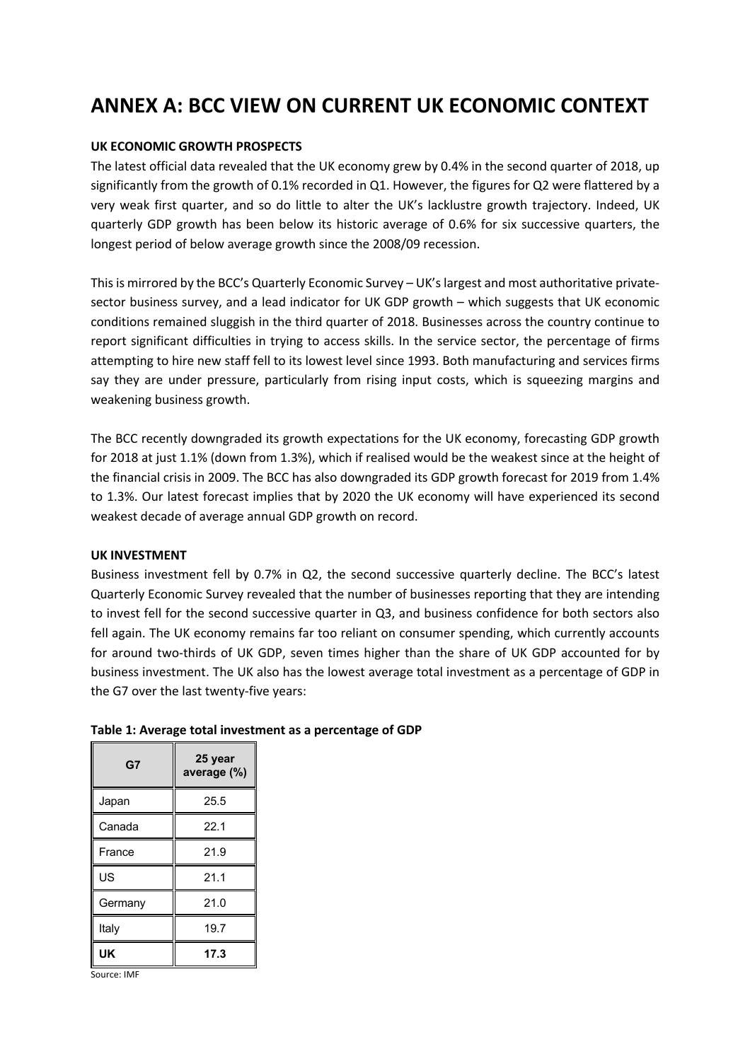# ANNEX A: BCC VIEW ON CURRENT UK ECONOMIC CONTEXT

**UK ECONOMIC GROWTH PROSPECTS**

The latest official data revealed that the UK economy grew by 0.4% in the second quarter of 2018, up significantly from the growth of 0.1% recorded in Q1. However, the figures for Q2 were flattered by a very weak first quarter, and so do little to alter the UK's lacklustre growth trajectory. Indeed, UK quarterly GDP growth has been below its historic average of 0.6% for six successive quarters, the longest period of below average growth since the 2008/09 recession.

This is mirrored by the BCC's Quarterly Economic Survey – UK's largest and most authoritative private-sector business survey, and a lead indicator for UK GDP growth – which suggests that UK economic conditions remained sluggish in the third quarter of 2018. Businesses across the country continue to report significant difficulties in trying to access skills. In the service sector, the percentage of firms attempting to hire new staff fell to its lowest level since 1993. Both manufacturing and services firms say they are under pressure, particularly from rising input costs, which is squeezing margins and weakening business growth.

The BCC recently downgraded its growth expectations for the UK economy, forecasting GDP growth for 2018 at just 1.1% (down from 1.3%), which if realised would be the weakest since at the height of the financial crisis in 2009. The BCC has also downgraded its GDP growth forecast for 2019 from 1.4% to 1.3%. Our latest forecast implies that by 2020 the UK economy will have experienced its second weakest decade of average annual GDP growth on record.

**UK INVESTMENT**

Business investment fell by 0.7% in Q2, the second successive quarterly decline. The BCC's latest Quarterly Economic Survey revealed that the number of businesses reporting that they are intending to invest fell for the second successive quarter in Q3, and business confidence for both sectors also fell again. The UK economy remains far too reliant on consumer spending, which currently accounts for around two-thirds of UK GDP, seven times higher than the share of UK GDP accounted for by business investment. The UK also has the lowest average total investment as a percentage of GDP in the G7 over the last twenty-five years:

**Table 1: Average total investment as a percentage of GDP**

| G7 | 25 year average (%) |
|---|---|
| Japan | 25.5 |
| Canada | 22.1 |
| France | 21.9 |
| US | 21.1 |
| Germany | 21.0 |
| Italy | 19.7 |
| **UK** | **17.3** |

Source: IMF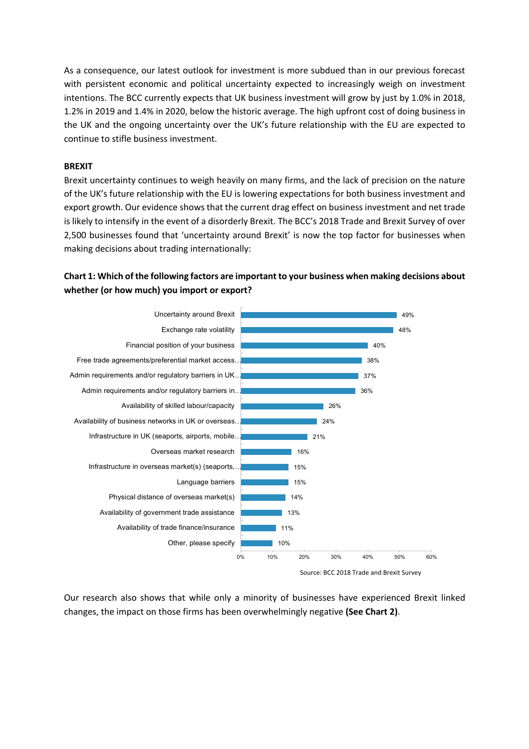As a consequence, our latest outlook for investment is more subdued than in our previous forecast with persistent economic and political uncertainty expected to increasingly weigh on investment intentions. The BCC currently expects that UK business investment will grow by just by 1.0% in 2018, 1.2% in 2019 and 1.4% in 2020, below the historic average. The high upfront cost of doing business in the UK and the ongoing uncertainty over the UK's future relationship with the EU are expected to continue to stifle business investment.

**BREXIT**

Brexit uncertainty continues to weigh heavily on many firms, and the lack of precision on the nature of the UK's future relationship with the EU is lowering expectations for both business investment and export growth. Our evidence shows that the current drag effect on business investment and net trade is likely to intensify in the event of a disorderly Brexit. The BCC's 2018 Trade and Brexit Survey of over 2,500 businesses found that 'uncertainty around Brexit' is now the top factor for businesses when making decisions about trading internationally:

**Chart 1: Which of the following factors are important to your business when making decisions about whether (or how much) you import or export?**

| Factor | % |
|---|---|
| Uncertainty around Brexit | 49% |
| Exchange rate volatility | 48% |
| Financial position of your business | 40% |
| Free trade agreements/preferential market access… | 38% |
| Admin requirements and/or regulatory barriers in UK… | 37% |
| Admin requirements and/or regulatory barriers in… | 36% |
| Availability of skilled labour/capacity | 26% |
| Availability of business networks in UK or overseas… | 24% |
| Infrastructure in UK (seaports, airports, mobile… | 21% |
| Overseas market research | 16% |
| Infrastructure in overseas market(s) (seaports,… | 15% |
| Language barriers | 15% |
| Physical distance of overseas market(s) | 14% |
| Availability of government trade assistance | 13% |
| Availability of trade finance/insurance | 11% |
| Other, please specify | 10% |

Source: BCC 2018 Trade and Brexit Survey

Our research also shows that while only a minority of businesses have experienced Brexit linked changes, the impact on those firms has been overwhelmingly negative **(See Chart 2)**.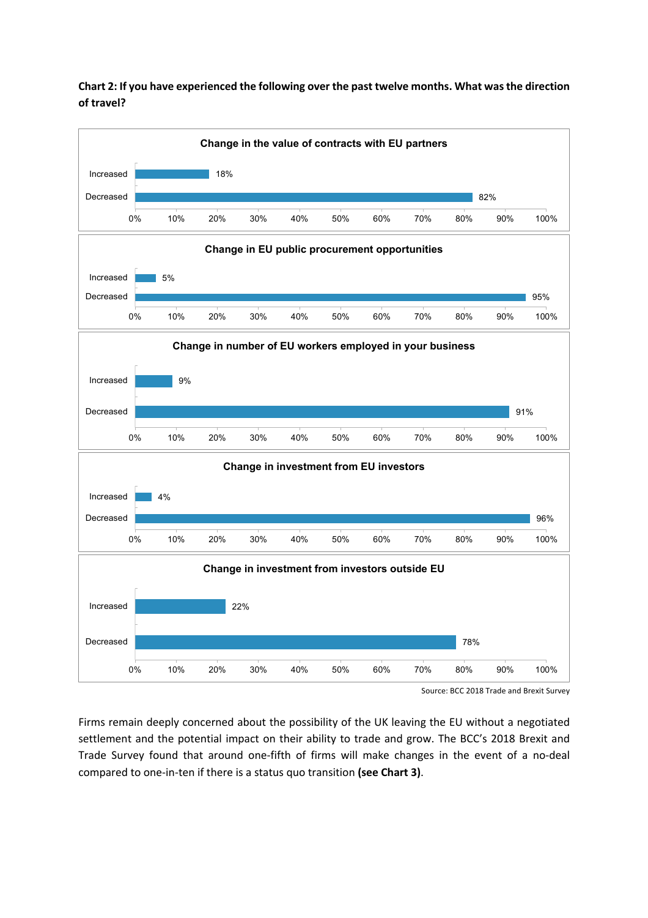**Chart 2: If you have experienced the following over the past twelve months. What was the direction of travel?**

**Change in the value of contracts with EU partners**

| | % |
|---|---|
| Increased | 18% |
| Decreased | 82% |

**Change in EU public procurement opportunities**

| | % |
|---|---|
| Increased | 5% |
| Decreased | 95% |

**Change in number of EU workers employed in your business**

| | % |
|---|---|
| Increased | 9% |
| Decreased | 91% |

**Change in investment from EU investors**

| | % |
|---|---|
| Increased | 4% |
| Decreased | 96% |

**Change in investment from investors outside EU**

| | % |
|---|---|
| Increased | 22% |
| Decreased | 78% |

Source: BCC 2018 Trade and Brexit Survey

Firms remain deeply concerned about the possibility of the UK leaving the EU without a negotiated settlement and the potential impact on their ability to trade and grow. The BCC's 2018 Brexit and Trade Survey found that around one-fifth of firms will make changes in the event of a no-deal compared to one-in-ten if there is a status quo transition **(see Chart 3)**.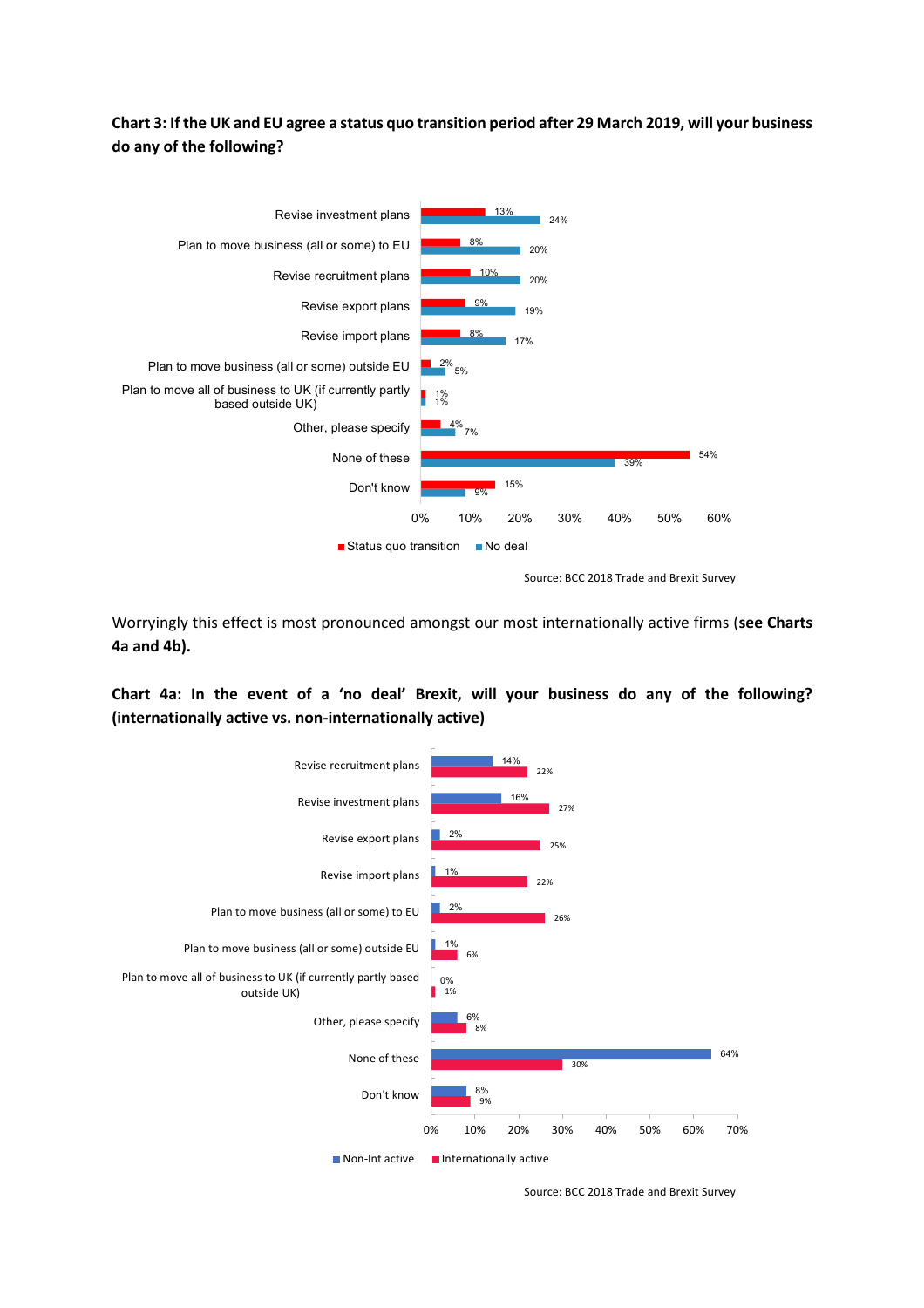**Chart 3: If the UK and EU agree a status quo transition period after 29 March 2019, will your business do any of the following?**

| | Status quo transition | No deal |
|---|---|---|
| Revise investment plans | 13% | 24% |
| Plan to move business (all or some) to EU | 8% | 20% |
| Revise recruitment plans | 10% | 20% |
| Revise export plans | 9% | 19% |
| Revise import plans | 8% | 17% |
| Plan to move business (all or some) outside EU | 2% | 5% |
| Plan to move all of business to UK (if currently partly based outside UK) | 1% | 1% |
| Other, please specify | 4% | 7% |
| None of these | 54% | 39% |
| Don't know | 15% | 9% |

Source: BCC 2018 Trade and Brexit Survey

Worryingly this effect is most pronounced amongst our most internationally active firms (**see Charts 4a and 4b).**

**Chart 4a: In the event of a 'no deal' Brexit, will your business do any of the following? (internationally active vs. non-internationally active)**

| | Non-Int active | Internationally active |
|---|---|---|
| Revise recruitment plans | 14% | 22% |
| Revise investment plans | 16% | 27% |
| Revise export plans | 2% | 25% |
| Revise import plans | 1% | 22% |
| Plan to move business (all or some) to EU | 2% | 26% |
| Plan to move business (all or some) outside EU | 1% | 6% |
| Plan to move all of business to UK (if currently partly based outside UK) | 0% | 1% |
| Other, please specify | 6% | 8% |
| None of these | 64% | 30% |
| Don't know | 8% | 9% |

Source: BCC 2018 Trade and Brexit Survey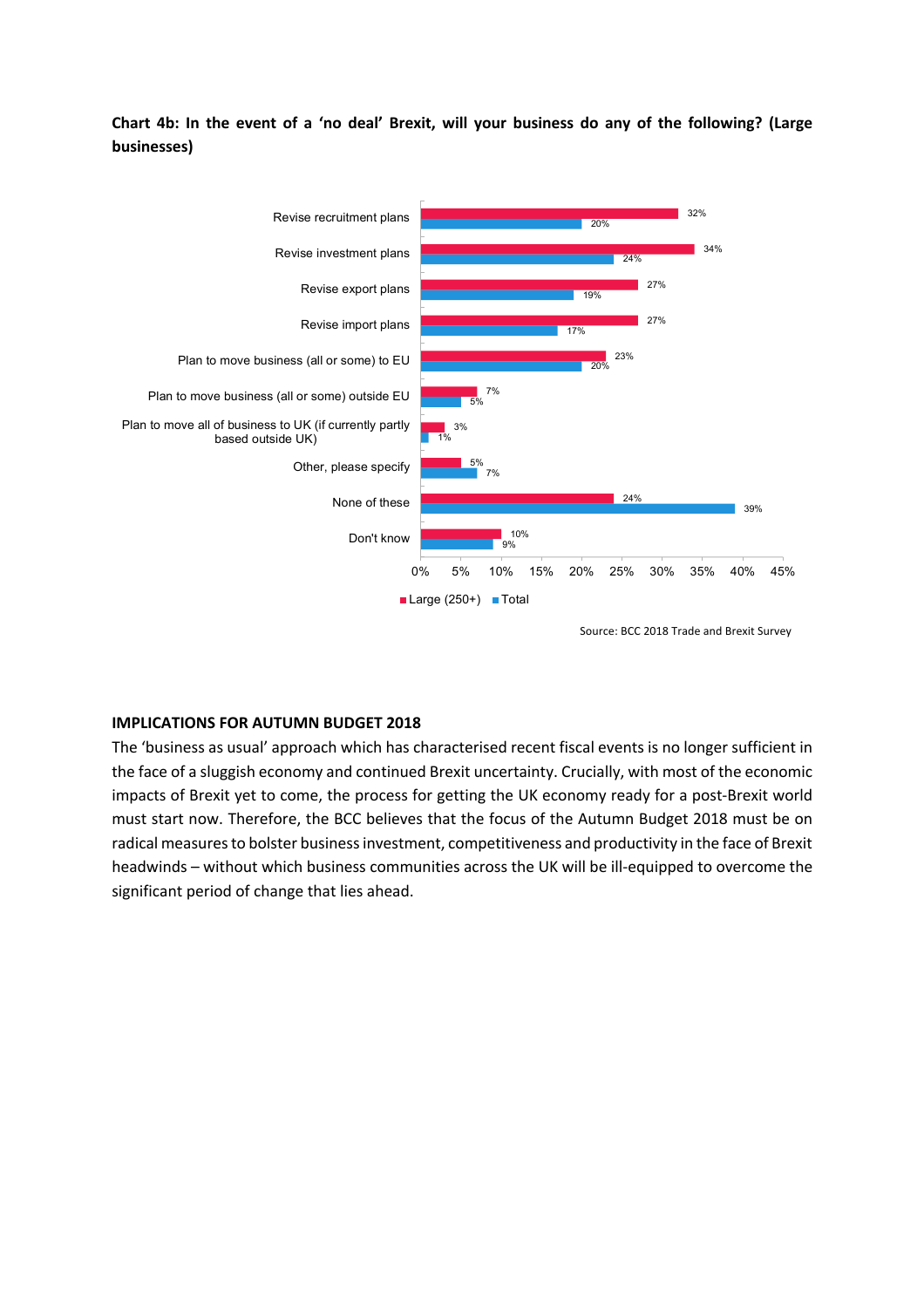**Chart 4b: In the event of a 'no deal' Brexit, will your business do any of the following? (Large businesses)**

| | Large (250+) | Total |
|---|---|---|
| Revise recruitment plans | 32% | 20% |
| Revise investment plans | 34% | 24% |
| Revise export plans | 27% | 19% |
| Revise import plans | 27% | 17% |
| Plan to move business (all or some) to EU | 23% | 20% |
| Plan to move business (all or some) outside EU | 7% | 5% |
| Plan to move all of business to UK (if currently partly based outside UK) | 3% | 1% |
| Other, please specify | 5% | 7% |
| None of these | 24% | 39% |
| Don't know | 10% | 9% |

Source: BCC 2018 Trade and Brexit Survey

## IMPLICATIONS FOR AUTUMN BUDGET 2018

The 'business as usual' approach which has characterised recent fiscal events is no longer sufficient in the face of a sluggish economy and continued Brexit uncertainty. Crucially, with most of the economic impacts of Brexit yet to come, the process for getting the UK economy ready for a post-Brexit world must start now. Therefore, the BCC believes that the focus of the Autumn Budget 2018 must be on radical measures to bolster business investment, competitiveness and productivity in the face of Brexit headwinds – without which business communities across the UK will be ill-equipped to overcome the significant period of change that lies ahead.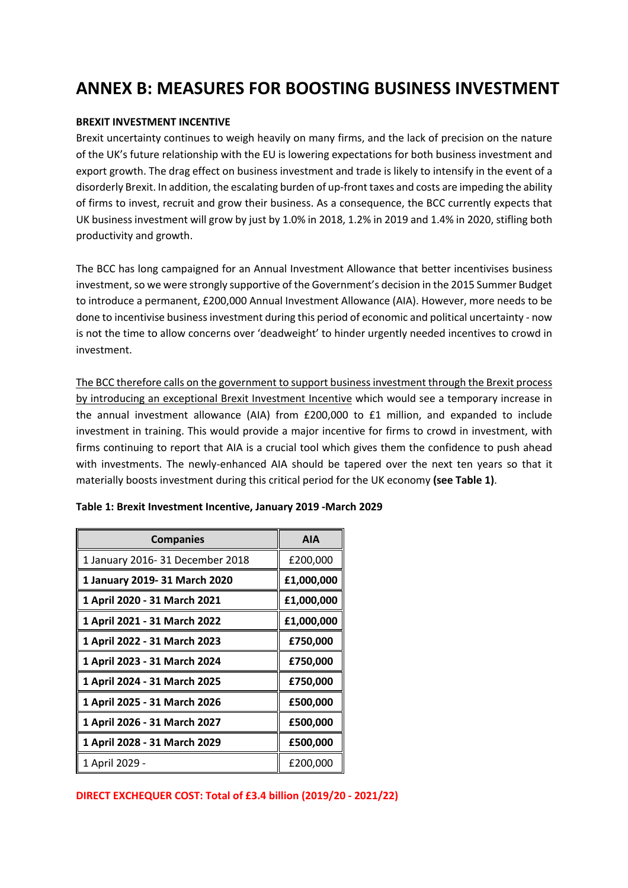# ANNEX B: MEASURES FOR BOOSTING BUSINESS INVESTMENT

**BREXIT INVESTMENT INCENTIVE**

Brexit uncertainty continues to weigh heavily on many firms, and the lack of precision on the nature of the UK's future relationship with the EU is lowering expectations for both business investment and export growth. The drag effect on business investment and trade is likely to intensify in the event of a disorderly Brexit. In addition, the escalating burden of up-front taxes and costs are impeding the ability of firms to invest, recruit and grow their business. As a consequence, the BCC currently expects that UK business investment will grow by just by 1.0% in 2018, 1.2% in 2019 and 1.4% in 2020, stifling both productivity and growth.

The BCC has long campaigned for an Annual Investment Allowance that better incentivises business investment, so we were strongly supportive of the Government's decision in the 2015 Summer Budget to introduce a permanent, £200,000 Annual Investment Allowance (AIA). However, more needs to be done to incentivise business investment during this period of economic and political uncertainty - now is not the time to allow concerns over 'deadweight' to hinder urgently needed incentives to crowd in investment.

The BCC therefore calls on the government to support business investment through the Brexit process by introducing an exceptional Brexit Investment Incentive which would see a temporary increase in the annual investment allowance (AIA) from £200,000 to £1 million, and expanded to include investment in training. This would provide a major incentive for firms to crowd in investment, with firms continuing to report that AIA is a crucial tool which gives them the confidence to push ahead with investments. The newly-enhanced AIA should be tapered over the next ten years so that it materially boosts investment during this critical period for the UK economy **(see Table 1)**.

**Table 1: Brexit Investment Incentive, January 2019 -March 2029**

| Companies | AIA |
|---|---|
| 1 January 2016- 31 December 2018 | £200,000 |
| **1 January 2019- 31 March 2020** | **£1,000,000** |
| **1 April 2020 - 31 March 2021** | **£1,000,000** |
| **1 April 2021 - 31 March 2022** | **£1,000,000** |
| **1 April 2022 - 31 March 2023** | **£750,000** |
| **1 April 2023 - 31 March 2024** | **£750,000** |
| **1 April 2024 - 31 March 2025** | **£750,000** |
| **1 April 2025 - 31 March 2026** | **£500,000** |
| **1 April 2026 - 31 March 2027** | **£500,000** |
| **1 April 2028 - 31 March 2029** | **£500,000** |
| 1 April 2029 - | £200,000 |

**DIRECT EXCHEQUER COST: Total of £3.4 billion (2019/20 - 2021/22)**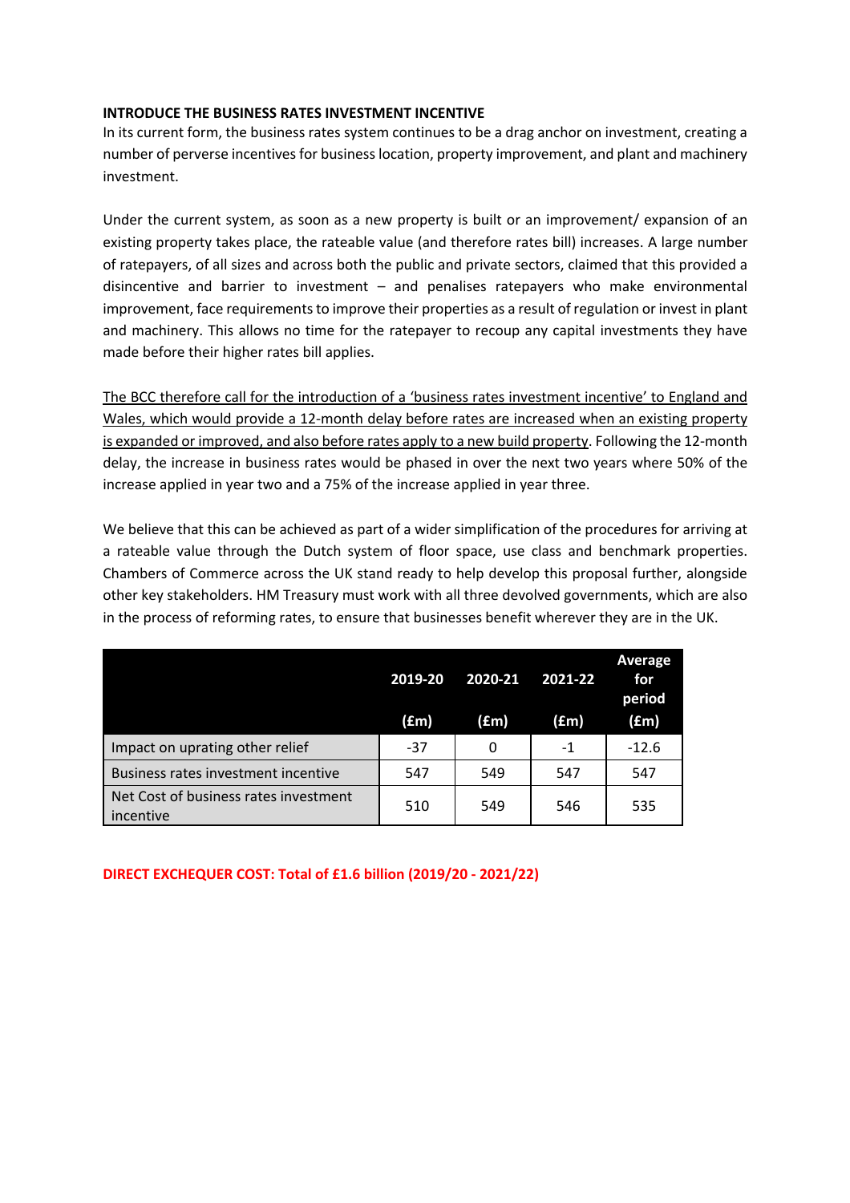**INTRODUCE THE BUSINESS RATES INVESTMENT INCENTIVE**

In its current form, the business rates system continues to be a drag anchor on investment, creating a number of perverse incentives for business location, property improvement, and plant and machinery investment.

Under the current system, as soon as a new property is built or an improvement/ expansion of an existing property takes place, the rateable value (and therefore rates bill) increases. A large number of ratepayers, of all sizes and across both the public and private sectors, claimed that this provided a disincentive and barrier to investment – and penalises ratepayers who make environmental improvement, face requirements to improve their properties as a result of regulation or invest in plant and machinery. This allows no time for the ratepayer to recoup any capital investments they have made before their higher rates bill applies.

The BCC therefore call for the introduction of a 'business rates investment incentive' to England and Wales, which would provide a 12-month delay before rates are increased when an existing property is expanded or improved, and also before rates apply to a new build property. Following the 12-month delay, the increase in business rates would be phased in over the next two years where 50% of the increase applied in year two and a 75% of the increase applied in year three.

We believe that this can be achieved as part of a wider simplification of the procedures for arriving at a rateable value through the Dutch system of floor space, use class and benchmark properties. Chambers of Commerce across the UK stand ready to help develop this proposal further, alongside other key stakeholders. HM Treasury must work with all three devolved governments, which are also in the process of reforming rates, to ensure that businesses benefit wherever they are in the UK.

| | 2019-20 (£m) | 2020-21 (£m) | 2021-22 (£m) | Average for period (£m) |
|---|---|---|---|---|
| Impact on uprating other relief | -37 | 0 | -1 | -12.6 |
| Business rates investment incentive | 547 | 549 | 547 | 547 |
| Net Cost of business rates investment incentive | 510 | 549 | 546 | 535 |

**DIRECT EXCHEQUER COST: Total of £1.6 billion (2019/20 - 2021/22)**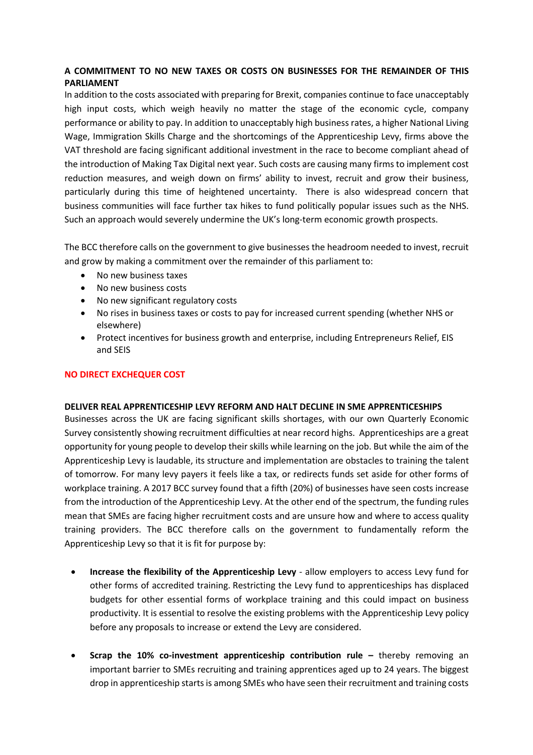**A COMMITMENT TO NO NEW TAXES OR COSTS ON BUSINESSES FOR THE REMAINDER OF THIS PARLIAMENT**

In addition to the costs associated with preparing for Brexit, companies continue to face unacceptably high input costs, which weigh heavily no matter the stage of the economic cycle, company performance or ability to pay. In addition to unacceptably high business rates, a higher National Living Wage, Immigration Skills Charge and the shortcomings of the Apprenticeship Levy, firms above the VAT threshold are facing significant additional investment in the race to become compliant ahead of the introduction of Making Tax Digital next year. Such costs are causing many firms to implement cost reduction measures, and weigh down on firms' ability to invest, recruit and grow their business, particularly during this time of heightened uncertainty. There is also widespread concern that business communities will face further tax hikes to fund politically popular issues such as the NHS. Such an approach would severely undermine the UK's long-term economic growth prospects.

The BCC therefore calls on the government to give businesses the headroom needed to invest, recruit and grow by making a commitment over the remainder of this parliament to:

- No new business taxes
- No new business costs
- No new significant regulatory costs
- No rises in business taxes or costs to pay for increased current spending (whether NHS or elsewhere)
- Protect incentives for business growth and enterprise, including Entrepreneurs Relief, EIS and SEIS

**NO DIRECT EXCHEQUER COST**

**DELIVER REAL APPRENTICESHIP LEVY REFORM AND HALT DECLINE IN SME APPRENTICESHIPS**

Businesses across the UK are facing significant skills shortages, with our own Quarterly Economic Survey consistently showing recruitment difficulties at near record highs. Apprenticeships are a great opportunity for young people to develop their skills while learning on the job. But while the aim of the Apprenticeship Levy is laudable, its structure and implementation are obstacles to training the talent of tomorrow. For many levy payers it feels like a tax, or redirects funds set aside for other forms of workplace training. A 2017 BCC survey found that a fifth (20%) of businesses have seen costs increase from the introduction of the Apprenticeship Levy. At the other end of the spectrum, the funding rules mean that SMEs are facing higher recruitment costs and are unsure how and where to access quality training providers. The BCC therefore calls on the government to fundamentally reform the Apprenticeship Levy so that it is fit for purpose by:

- **Increase the flexibility of the Apprenticeship Levy** - allow employers to access Levy fund for other forms of accredited training. Restricting the Levy fund to apprenticeships has displaced budgets for other essential forms of workplace training and this could impact on business productivity. It is essential to resolve the existing problems with the Apprenticeship Levy policy before any proposals to increase or extend the Levy are considered.

- **Scrap the 10% co-investment apprenticeship contribution rule –** thereby removing an important barrier to SMEs recruiting and training apprentices aged up to 24 years. The biggest drop in apprenticeship starts is among SMEs who have seen their recruitment and training costs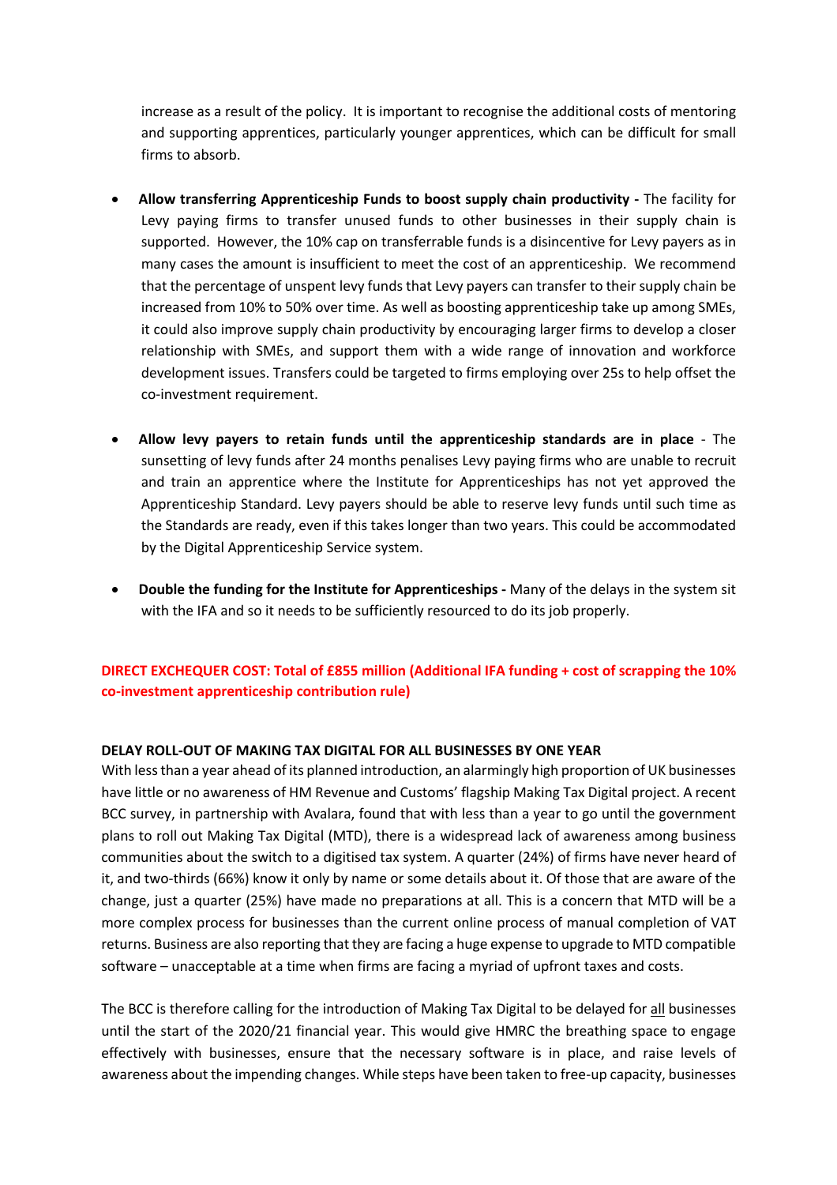increase as a result of the policy. It is important to recognise the additional costs of mentoring and supporting apprentices, particularly younger apprentices, which can be difficult for small firms to absorb.

- **Allow transferring Apprenticeship Funds to boost supply chain productivity -** The facility for Levy paying firms to transfer unused funds to other businesses in their supply chain is supported. However, the 10% cap on transferrable funds is a disincentive for Levy payers as in many cases the amount is insufficient to meet the cost of an apprenticeship. We recommend that the percentage of unspent levy funds that Levy payers can transfer to their supply chain be increased from 10% to 50% over time. As well as boosting apprenticeship take up among SMEs, it could also improve supply chain productivity by encouraging larger firms to develop a closer relationship with SMEs, and support them with a wide range of innovation and workforce development issues. Transfers could be targeted to firms employing over 25s to help offset the co-investment requirement.

- **Allow levy payers to retain funds until the apprenticeship standards are in place** - The sunsetting of levy funds after 24 months penalises Levy paying firms who are unable to recruit and train an apprentice where the Institute for Apprenticeships has not yet approved the Apprenticeship Standard. Levy payers should be able to reserve levy funds until such time as the Standards are ready, even if this takes longer than two years. This could be accommodated by the Digital Apprenticeship Service system.

- **Double the funding for the Institute for Apprenticeships -** Many of the delays in the system sit with the IFA and so it needs to be sufficiently resourced to do its job properly.

**DIRECT EXCHEQUER COST: Total of £855 million (Additional IFA funding + cost of scrapping the 10% co-investment apprenticeship contribution rule)**

**DELAY ROLL-OUT OF MAKING TAX DIGITAL FOR ALL BUSINESSES BY ONE YEAR**

With less than a year ahead of its planned introduction, an alarmingly high proportion of UK businesses have little or no awareness of HM Revenue and Customs' flagship Making Tax Digital project. A recent BCC survey, in partnership with Avalara, found that with less than a year to go until the government plans to roll out Making Tax Digital (MTD), there is a widespread lack of awareness among business communities about the switch to a digitised tax system. A quarter (24%) of firms have never heard of it, and two-thirds (66%) know it only by name or some details about it. Of those that are aware of the change, just a quarter (25%) have made no preparations at all. This is a concern that MTD will be a more complex process for businesses than the current online process of manual completion of VAT returns. Business are also reporting that they are facing a huge expense to upgrade to MTD compatible software – unacceptable at a time when firms are facing a myriad of upfront taxes and costs.

The BCC is therefore calling for the introduction of Making Tax Digital to be delayed for all businesses until the start of the 2020/21 financial year. This would give HMRC the breathing space to engage effectively with businesses, ensure that the necessary software is in place, and raise levels of awareness about the impending changes. While steps have been taken to free-up capacity, businesses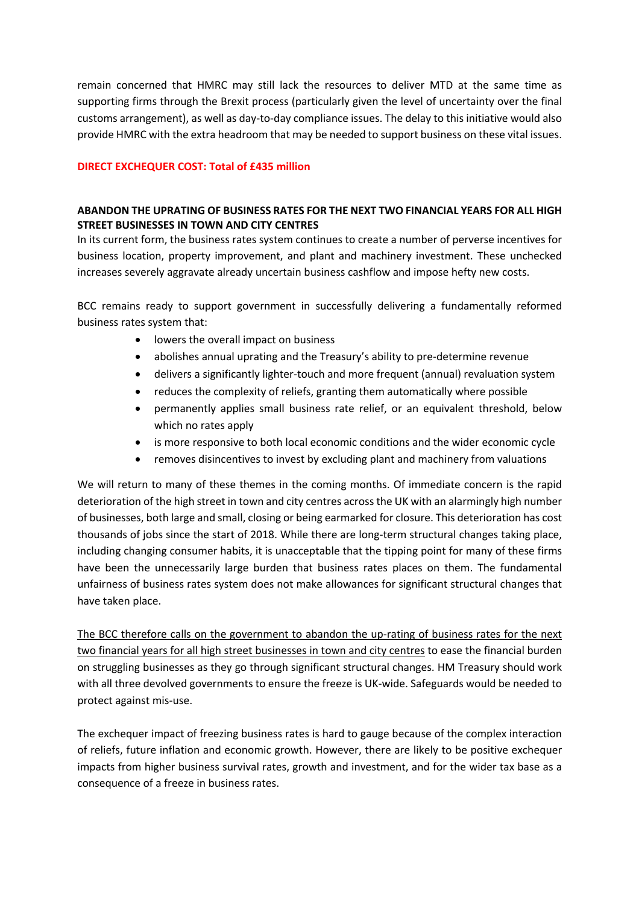remain concerned that HMRC may still lack the resources to deliver MTD at the same time as supporting firms through the Brexit process (particularly given the level of uncertainty over the final customs arrangement), as well as day-to-day compliance issues. The delay to this initiative would also provide HMRC with the extra headroom that may be needed to support business on these vital issues.

**DIRECT EXCHEQUER COST: Total of £435 million**

### ABANDON THE UPRATING OF BUSINESS RATES FOR THE NEXT TWO FINANCIAL YEARS FOR ALL HIGH STREET BUSINESSES IN TOWN AND CITY CENTRES

In its current form, the business rates system continues to create a number of perverse incentives for business location, property improvement, and plant and machinery investment. These unchecked increases severely aggravate already uncertain business cashflow and impose hefty new costs.

BCC remains ready to support government in successfully delivering a fundamentally reformed business rates system that:

- lowers the overall impact on business
- abolishes annual uprating and the Treasury's ability to pre-determine revenue
- delivers a significantly lighter-touch and more frequent (annual) revaluation system
- reduces the complexity of reliefs, granting them automatically where possible
- permanently applies small business rate relief, or an equivalent threshold, below which no rates apply
- is more responsive to both local economic conditions and the wider economic cycle
- removes disincentives to invest by excluding plant and machinery from valuations

We will return to many of these themes in the coming months. Of immediate concern is the rapid deterioration of the high street in town and city centres across the UK with an alarmingly high number of businesses, both large and small, closing or being earmarked for closure. This deterioration has cost thousands of jobs since the start of 2018. While there are long-term structural changes taking place, including changing consumer habits, it is unacceptable that the tipping point for many of these firms have been the unnecessarily large burden that business rates places on them. The fundamental unfairness of business rates system does not make allowances for significant structural changes that have taken place.

The BCC therefore calls on the government to abandon the up-rating of business rates for the next two financial years for all high street businesses in town and city centres to ease the financial burden on struggling businesses as they go through significant structural changes. HM Treasury should work with all three devolved governments to ensure the freeze is UK-wide. Safeguards would be needed to protect against mis-use.

The exchequer impact of freezing business rates is hard to gauge because of the complex interaction of reliefs, future inflation and economic growth. However, there are likely to be positive exchequer impacts from higher business survival rates, growth and investment, and for the wider tax base as a consequence of a freeze in business rates.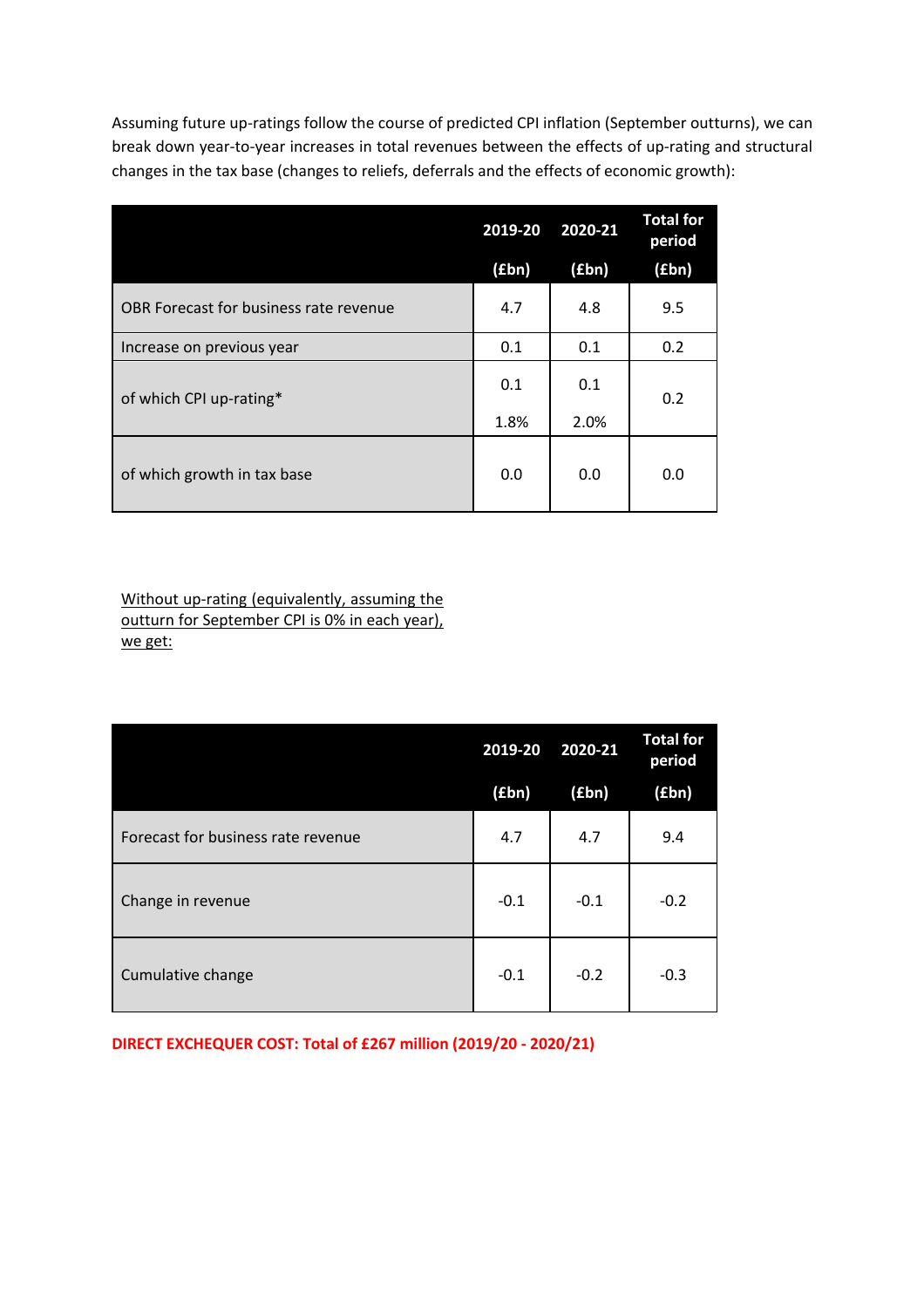Assuming future up-ratings follow the course of predicted CPI inflation (September outturns), we can break down year-to-year increases in total revenues between the effects of up-rating and structural changes in the tax base (changes to reliefs, deferrals and the effects of economic growth):

| | 2019-20 (£bn) | 2020-21 (£bn) | Total for period (£bn) |
|---|---|---|---|
| OBR Forecast for business rate revenue | 4.7 | 4.8 | 9.5 |
| Increase on previous year | 0.1 | 0.1 | 0.2 |
| of which CPI up-rating* | 0.1<br>1.8% | 0.1<br>2.0% | 0.2 |
| of which growth in tax base | 0.0 | 0.0 | 0.0 |

Without up-rating (equivalently, assuming the outturn for September CPI is 0% in each year), we get:

| | 2019-20 (£bn) | 2020-21 (£bn) | Total for period (£bn) |
|---|---|---|---|
| Forecast for business rate revenue | 4.7 | 4.7 | 9.4 |
| Change in revenue | -0.1 | -0.1 | -0.2 |
| Cumulative change | -0.1 | -0.2 | -0.3 |

**DIRECT EXCHEQUER COST: Total of £267 million (2019/20 - 2020/21)**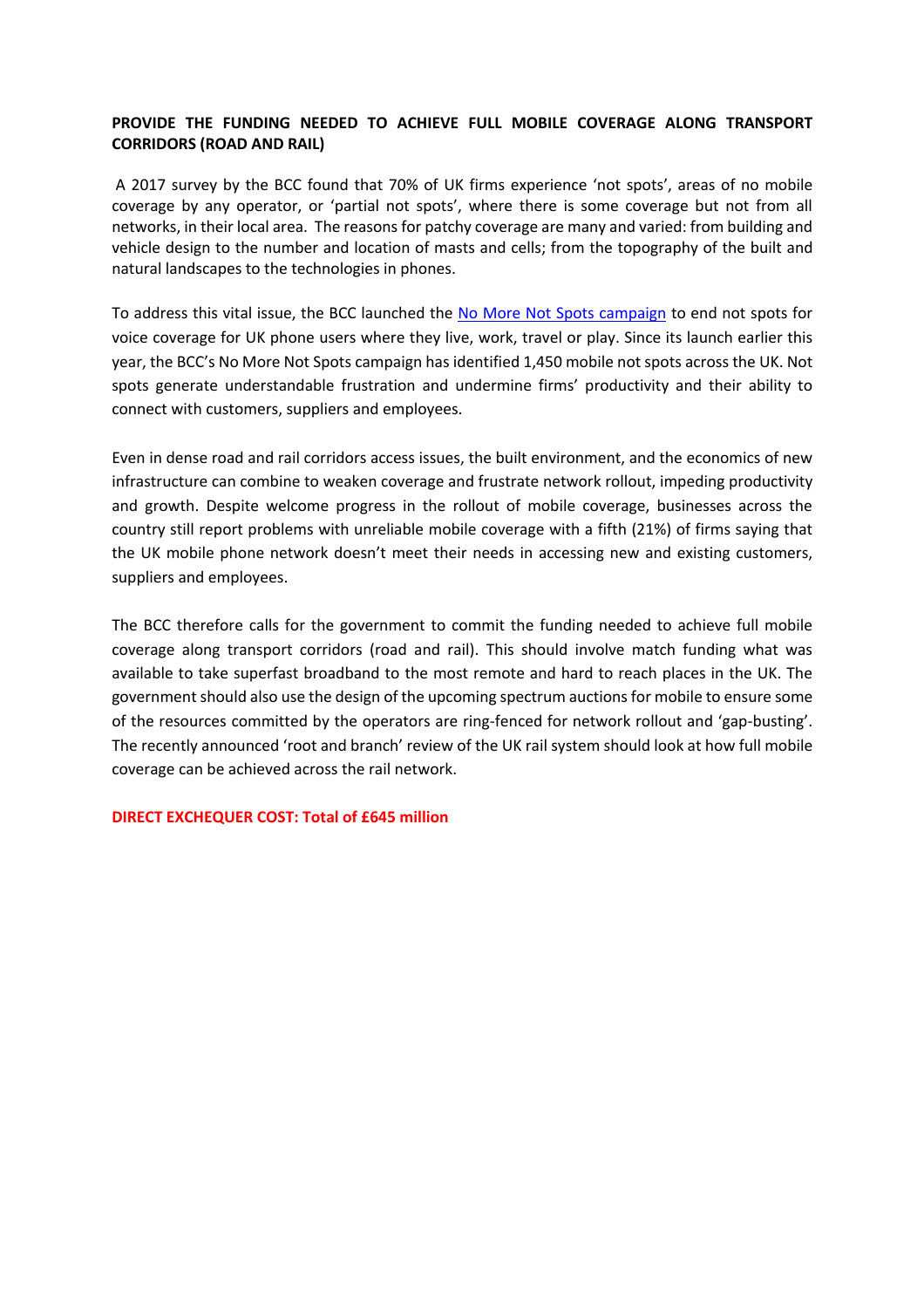**PROVIDE THE FUNDING NEEDED TO ACHIEVE FULL MOBILE COVERAGE ALONG TRANSPORT CORRIDORS (ROAD AND RAIL)**

A 2017 survey by the BCC found that 70% of UK firms experience 'not spots', areas of no mobile coverage by any operator, or 'partial not spots', where there is some coverage but not from all networks, in their local area. The reasons for patchy coverage are many and varied: from building and vehicle design to the number and location of masts and cells; from the topography of the built and natural landscapes to the technologies in phones.

To address this vital issue, the BCC launched the No More Not Spots campaign to end not spots for voice coverage for UK phone users where they live, work, travel or play. Since its launch earlier this year, the BCC's No More Not Spots campaign has identified 1,450 mobile not spots across the UK. Not spots generate understandable frustration and undermine firms' productivity and their ability to connect with customers, suppliers and employees.

Even in dense road and rail corridors access issues, the built environment, and the economics of new infrastructure can combine to weaken coverage and frustrate network rollout, impeding productivity and growth. Despite welcome progress in the rollout of mobile coverage, businesses across the country still report problems with unreliable mobile coverage with a fifth (21%) of firms saying that the UK mobile phone network doesn't meet their needs in accessing new and existing customers, suppliers and employees.

The BCC therefore calls for the government to commit the funding needed to achieve full mobile coverage along transport corridors (road and rail). This should involve match funding what was available to take superfast broadband to the most remote and hard to reach places in the UK. The government should also use the design of the upcoming spectrum auctions for mobile to ensure some of the resources committed by the operators are ring-fenced for network rollout and 'gap-busting'. The recently announced 'root and branch' review of the UK rail system should look at how full mobile coverage can be achieved across the rail network.

**DIRECT EXCHEQUER COST: Total of £645 million**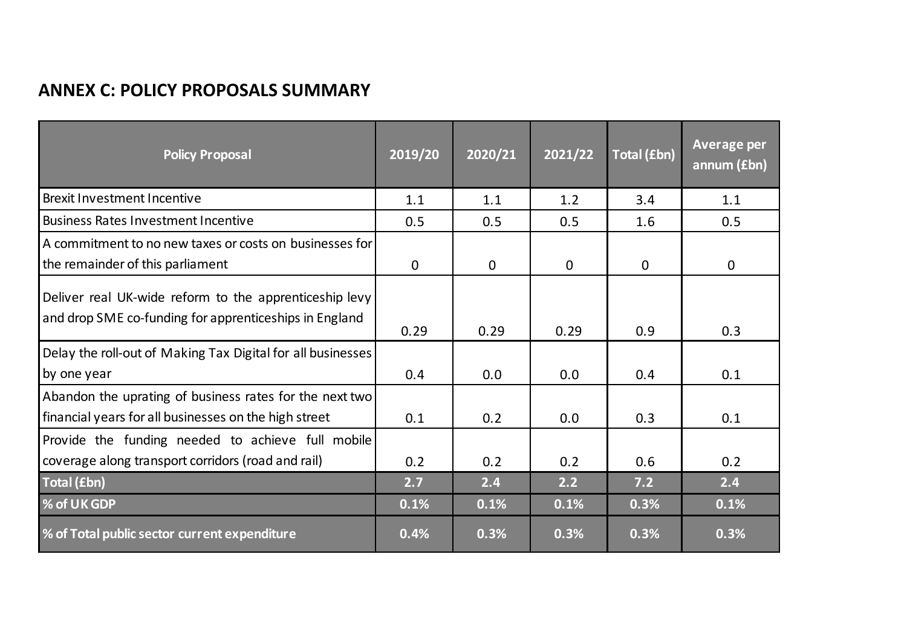## ANNEX C: POLICY PROPOSALS SUMMARY

| Policy Proposal | 2019/20 | 2020/21 | 2021/22 | Total (£bn) | Average per annum (£bn) |
|---|---|---|---|---|---|
| Brexit Investment Incentive | 1.1 | 1.1 | 1.2 | 3.4 | 1.1 |
| Business Rates Investment Incentive | 0.5 | 0.5 | 0.5 | 1.6 | 0.5 |
| A commitment to no new taxes or costs on businesses for the remainder of this parliament | 0 | 0 | 0 | 0 | 0 |
| Deliver real UK-wide reform to the apprenticeship levy and drop SME co-funding for apprenticeships in England | 0.29 | 0.29 | 0.29 | 0.9 | 0.3 |
| Delay the roll-out of Making Tax Digital for all businesses by one year | 0.4 | 0.0 | 0.0 | 0.4 | 0.1 |
| Abandon the uprating of business rates for the next two financial years for all businesses on the high street | 0.1 | 0.2 | 0.0 | 0.3 | 0.1 |
| Provide the funding needed to achieve full mobile coverage along transport corridors (road and rail) | 0.2 | 0.2 | 0.2 | 0.6 | 0.2 |
| **Total (£bn)** | **2.7** | **2.4** | **2.2** | **7.2** | **2.4** |
| **% of UK GDP** | **0.1%** | **0.1%** | **0.1%** | **0.3%** | **0.1%** |
| **% of Total public sector current expenditure** | **0.4%** | **0.3%** | **0.3%** | **0.3%** | **0.3%** |